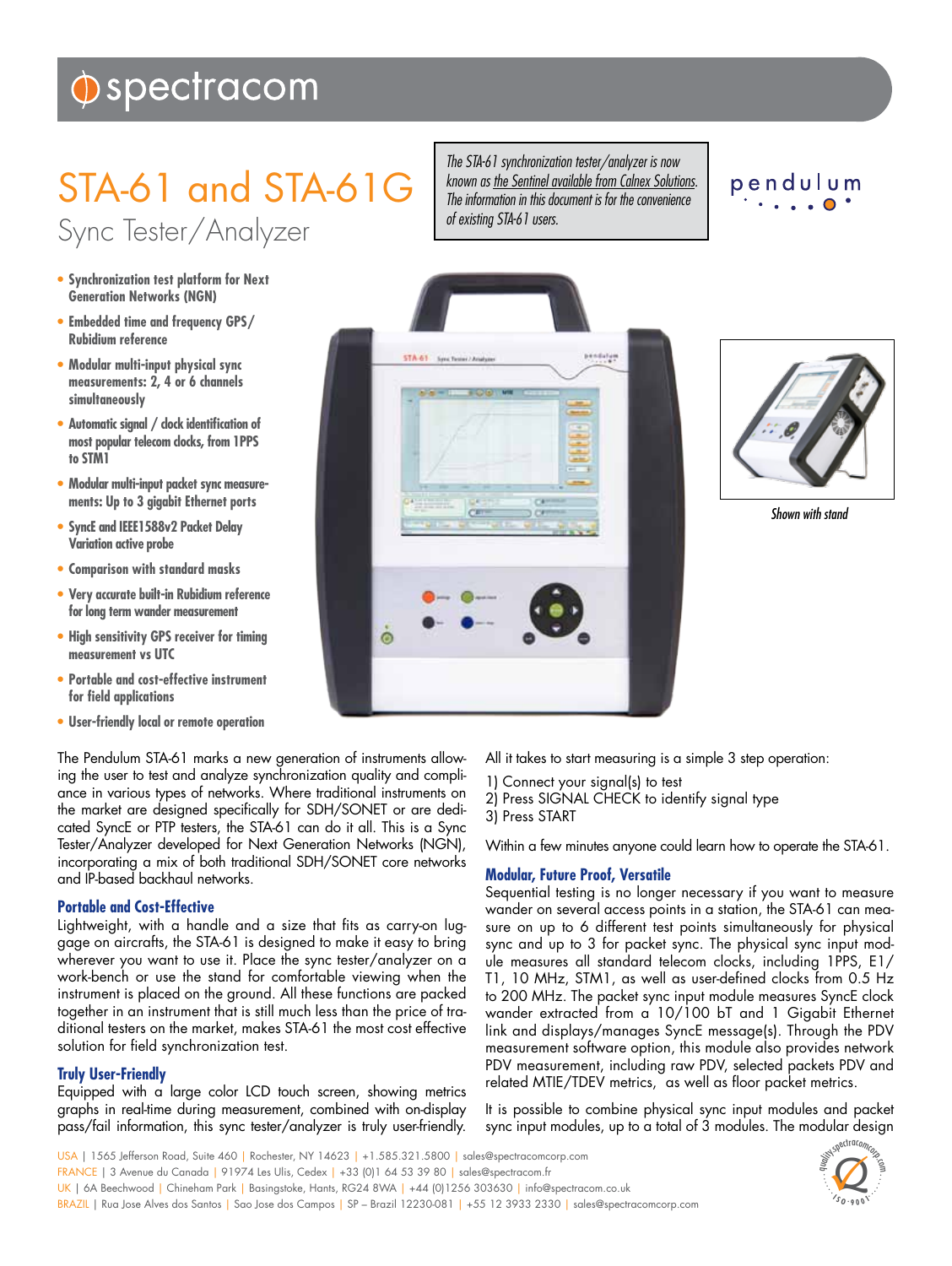# STA-61 and STA-61G

## Sync Tester/Analyzer

*The STA-61 synchronization tester/analyzer is now known as the Sentinel available from Calnex Solutions. The information in this document is for the convenience of existing STA-61 users.*

- **Synchronization test platform for Next Generation Networks (NGN)**
- **Embedded time and frequency GPS/ Rubidium reference**
- **Modular multi-input physical sync measurements: 2, 4 or 6 channels simultaneously**
- **Automatic signal / clock identification of most popular telecom clocks, from 1PPS to STM1**
- **Modular multi-input packet sync measurements: Up to 3 gigabit Ethernet ports**
- **SyncE and IEEE1588v2 Packet Delay Variation active probe**
- **Comparison with standard masks**
- **Very accurate built-in Rubidium reference for long term wander measurement**
- **High sensitivity GPS receiver for timing measurement vs UTC**
- **Portable and cost-effective instrument for field applications**
- **User-friendly local or remote operation**

*Shown with stand*

The Pendulum STA-61 marks a new generation of instruments allowing the user to test and analyze synchronization quality and compliance in various types of networks. Where traditional instruments on the market are designed specifically for SDH/SONET or are dedicated SyncE or PTP testers, the STA-61 can do it all. This is a Sync Tester/Analyzer developed for Next Generation Networks (NGN), incorporating a mix of both traditional SDH/SONET core networks and IP-based backhaul networks.

### Portable and Cost-Effective

Lightweight, with a handle and a size that fits as carry-on luggage on aircrafts, the STA-61 is designed to make it easy to bring wherever you want to use it. Place the sync tester/analyzer on a work-bench or use the stand for comfortable viewing when the instrument is placed on the ground. All these functions are packed together in an instrument that is still much less than the price of traditional testers on the market, makes STA-61 the most cost effective solution for field synchronization test.

### Truly User-Friendly

Equipped with a large color LCD touch screen, showing metrics graphs in real-time during measurement, combined with on-display pass/fail information, this sync tester/analyzer is truly user-friendly.

All it takes to start measuring is a simple 3 step operation:

1) Connect your signal(s) to test
2) Press SIGNAL CHECK to identify signal type
3) Press START

Within a few minutes anyone could learn how to operate the STA-61.

### Modular, Future Proof, Versatile

Sequential testing is no longer necessary if you want to measure wander on several access points in a station, the STA-61 can measure on up to 6 different test points simultaneously for physical sync and up to 3 for packet sync. The physical sync input module measures all standard telecom clocks, including 1PPS, E1/ T1, 10 MHz, STM1, as well as user-defined clocks from 0.5 Hz to 200 MHz. The packet sync input module measures SyncE clock wander extracted from a 10/100 bT and 1 Gigabit Ethernet link and displays/manages SyncE message(s). Through the PDV measurement software option, this module also provides network PDV measurement, including raw PDV, selected packets PDV and related MTIE/TDEV metrics, as well as floor packet metrics.

It is possible to combine physical sync input modules and packet sync input modules, up to a total of 3 modules. The modular design

USA | 1565 Jefferson Road, Suite 460 | Rochester, NY 14623 | +1.585.321.5800 | sales@spectracomcorp.com
FRANCE | 3 Avenue du Canada | 91974 Les Ulis, Cedex | +33 (0)1 64 53 39 80 | sales@spectracom.fr
UK | 6A Beechwood | Chineham Park | Basingstoke, Hants, RG24 8WA | +44 (0)1256 303630 | info@spectracom.co.uk
BRAZIL | Rua Jose Alves dos Santos | Sao Jose dos Campos | SP – Brazil 12230-081 | +55 12 3933 2330 | sales@spectracomcorp.com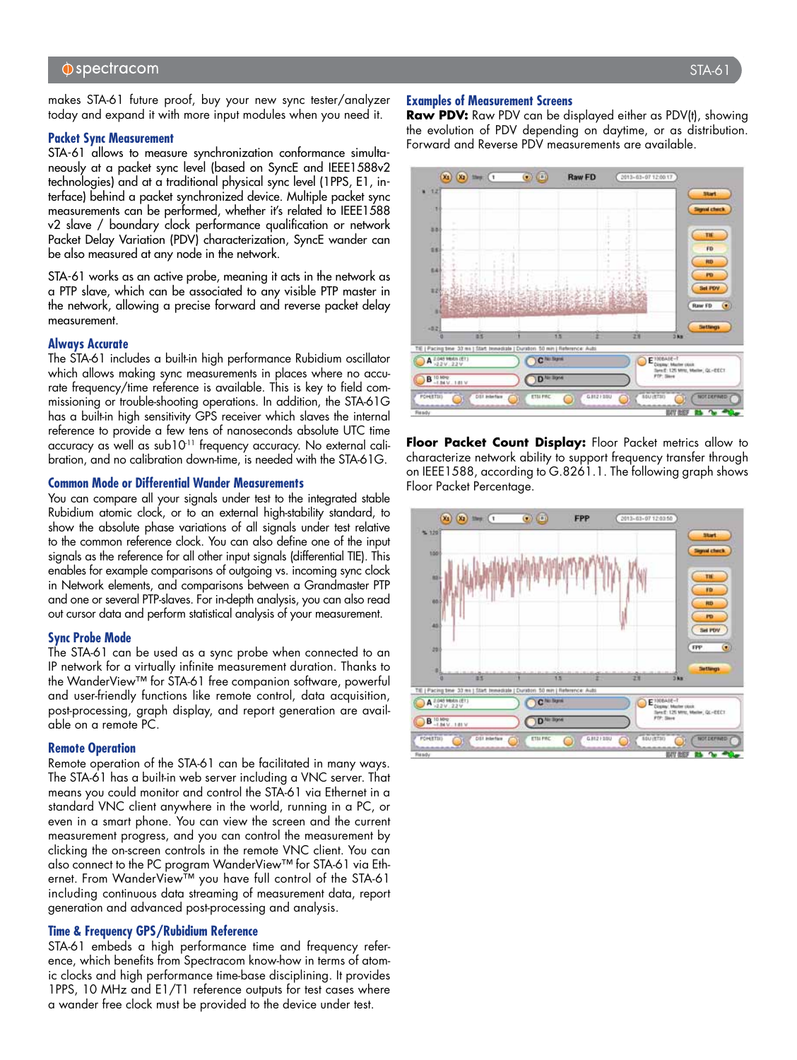makes STA-61 future proof, buy your new sync tester/analyzer today and expand it with more input modules when you need it.

### Packet Sync Measurement

STA-61 allows to measure synchronization conformance simultaneously at a packet sync level (based on SyncE and IEEE1588v2 technologies) and at a traditional physical sync level (1PPS, E1, interface) behind a packet synchronized device. Multiple packet sync measurements can be performed, whether it's related to IEEE1588 v2 slave / boundary clock performance qualification or network Packet Delay Variation (PDV) characterization, SyncE wander can be also measured at any node in the network.

STA-61 works as an active probe, meaning it acts in the network as a PTP slave, which can be associated to any visible PTP master in the network, allowing a precise forward and reverse packet delay measurement.

### Always Accurate

The STA-61 includes a built-in high performance Rubidium oscillator which allows making sync measurements in places where no accurate frequency/time reference is available. This is key to field commissioning or trouble-shooting operations. In addition, the STA-61G has a built-in high sensitivity GPS receiver which lasts the internal reference to provide a few tens of nanoseconds absolute UTC time accuracy as well as sub$10^{-11}$ frequency accuracy. No external calibration, and no calibration down-time, is needed with the STA-61G.

### Common Mode or Differential Wander Measurements

You can compare all your signals under test to the integrated stable Rubidium atomic clock, or to an external high-stability standard, to show the absolute phase variations of all signals under test relative to the common reference clock. You can also define one of the input signals as the reference for all other input signals (differential TIE). This enables for example comparisons of outgoing vs. incoming sync clock in Network elements, and comparisons between a Grandmaster PTP and one or several PTP-slaves. For in-depth analysis, you can also read out cursor data and perform statistical analysis of your measurement.

### Sync Probe Mode

The STA-61 can be used as a sync probe when connected to an IP network for a virtually infinite measurement duration. Thanks to the WanderView™ for STA-61 free companion software, powerful and user-friendly functions like remote control, data acquisition, post-processing, graph display, and report generation are available on a remote PC.

### Remote Operation

Remote operation of the STA-61 can be facilitated in many ways. The STA-61 has a built-in web server including a VNC server. That means you could monitor and control the STA-61 via Ethernet in a standard VNC client anywhere in the world, running in a PC, or even in a smart phone. You can view the screen and the current measurement progress, and you can control the measurement by clicking the on-screen controls in the remote VNC client. You can also connect to the PC program WanderView™ for STA-61 via Ethernet. From WanderView™ you have full control of the STA-61 including continuous data streaming of measurement data, report generation and advanced post-processing and analysis.

### Time & Frequency GPS/Rubidium Reference

STA-61 embeds a high performance time and frequency reference, which benefits from Spectracom know-how in terms of atomic clocks and high performance time-base disciplining. It provides 1PPS, 10 MHz and E1/T1 reference outputs for test cases where a wander free clock must be provided to the device under test.

### Examples of Measurement Screens

**Raw PDV:** Raw PDV can be displayed either as PDV(t), showing the evolution of PDV depending on daytime, or as distribution. Forward and Reverse PDV measurements are available.

**Floor Packet Count Display:** Floor Packet metrics allow to characterize network ability to support frequency transfer through on IEEE1588, according to G.8261.1. The following graph shows Floor Packet Percentage.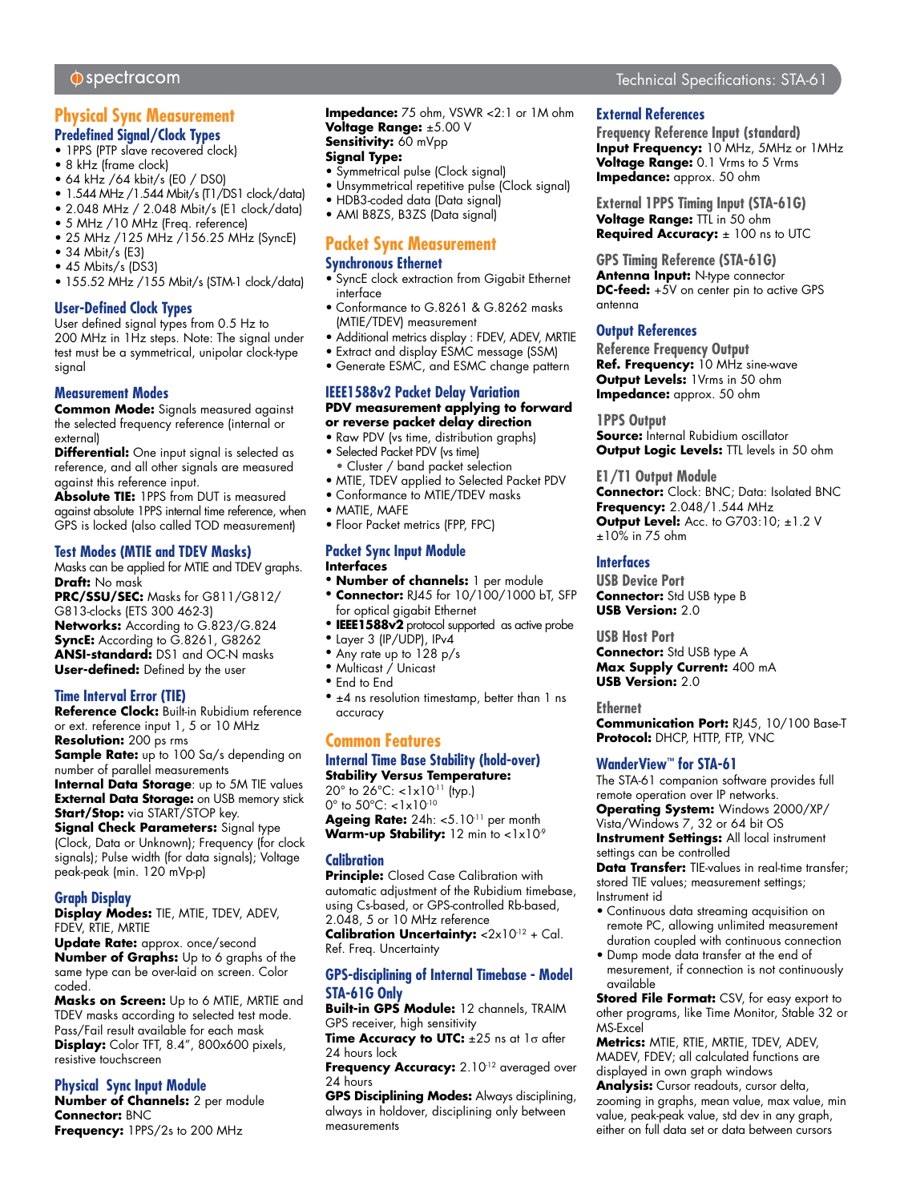## Physical Sync Measurement

### Predefined Signal/Clock Types

- 1PPS (PTP slave recovered clock)
- 8 kHz (frame clock)
- 64 kHz /64 kbit/s (E0 / DS0)
- 1.544 MHz /1.544 Mbit/s (T1/DS1 clock/data)
- 2.048 MHz / 2.048 Mbit/s (E1 clock/data)
- 5 MHz /10 MHz (Freq. reference)
- 25 MHz /125 MHz /156.25 MHz (SyncE)
- 34 Mbit/s (E3)
- 45 Mbits/s (DS3)
- 155.52 MHz /155 Mbit/s (STM-1 clock/data)

### User-Defined Clock Types

User defined signal types from 0.5 Hz to 200 MHz in 1Hz steps. Note: The signal under test must be a symmetrical, unipolar clock-type signal

### Measurement Modes

**Common Mode:** Signals measured against the selected frequency reference (internal or external)

**Differential:** One input signal is selected as reference, and all other signals are measured against this reference input.

**Absolute TIE:** 1PPS from DUT is measured against absolute 1PPS internal time reference, when GPS is locked (also called TOD measurement)

### Test Modes (MTIE and TDEV Masks)

Masks can be applied for MTIE and TDEV graphs.

**Draft:** No mask

**PRC/SSU/SEC:** Masks for G811/G812/ G813-clocks (ETS 300 462-3)

**Networks:** According to G.823/G.824

**SyncE:** According to G.8261, G8262

**ANSI-standard:** DS1 and OC-N masks

**User-defined:** Defined by the user

### Time Interval Error (TIE)

**Reference Clock:** Built-in Rubidium reference or ext. reference input 1, 5 or 10 MHz

**Resolution:** 200 ps rms

**Sample Rate:** up to 100 Sa/s depending on number of parallel measurements

**Internal Data Storage**: up to 5M TIE values

**External Data Storage:** on USB memory stick

**Start/Stop:** via START/STOP key.

**Signal Check Parameters:** Signal type (Clock, Data or Unknown); Frequency (for clock signals); Pulse width (for data signals); Voltage peak-peak (min. 120 mVp-p)

### Graph Display

**Display Modes:** TIE, MTIE, TDEV, ADEV, FDEV, RTIE, MRTIE

**Update Rate:** approx. once/second

**Number of Graphs:** Up to 6 graphs of the same type can be over-laid on screen. Color coded.

**Masks on Screen:** Up to 6 MTIE, MRTIE and TDEV masks according to selected test mode. Pass/Fail result available for each mask

**Display:** Color TFT, 8.4", 800x600 pixels, resistive touchscreen

### Physical Sync Input Module

**Number of Channels:** 2 per module

**Connector:** BNC

**Frequency:** 1PPS/2s to 200 MHz

**Impedance:** 75 ohm, VSWR <2:1 or 1M ohm

**Voltage Range:** ±5.00 V

**Sensitivity:** 60 mVpp

**Signal Type:**

- Symmetrical pulse (Clock signal)
- Unsymmetrical repetitive pulse (Clock signal)
- HDB3-coded data (Data signal)
- AMI B8ZS, B3ZS (Data signal)

## Packet Sync Measurement

### Synchronous Ethernet

- SyncE clock extraction from Gigabit Ethernet interface
- Conformance to G.8261 & G.8262 masks (MTIE/TDEV) measurement
- Additional metrics display : FDEV, ADEV, MRTIE
- Extract and display ESMC message (SSM)
- Generate ESMC, and ESMC change pattern

### IEEE1588v2 Packet Delay Variation

**PDV measurement applying to forward or reverse packet delay direction**

- Raw PDV (vs time, distribution graphs)
- Selected Packet PDV (vs time)
  - Cluster / band packet selection
- MTIE, TDEV applied to Selected Packet PDV
- Conformance to MTIE/TDEV masks
- MATIE, MAFE
- Floor Packet metrics (FPP, FPC)

### Packet Sync Input Module

**Interfaces**

- **Number of channels:** 1 per module
- **Connector:** RJ45 for 10/100/1000 bT, SFP for optical gigabit Ethernet
- **IEEE1588v2** protocol supported as active probe
- Layer 3 (IP/UDP), IPv4
- Any rate up to 128 p/s
- Multicast / Unicast
- End to End
- ±4 ns resolution timestamp, better than 1 ns accuracy

## Common Features

### Internal Time Base Stability (hold-over)

**Stability Versus Temperature:**

20° to 26°C: $<1x10^{-11}$ (typ.)

0° to 50°C: $<1x10^{-10}$

**Ageing Rate:** 24h: $<5.10^{-11}$ per month

**Warm-up Stability:** 12 min to $<1x10^{-9}$

### Calibration

**Principle:** Closed Case Calibration with automatic adjustment of the Rubidium timebase, using Cs-based, or GPS-controlled Rb-based, 2.048, 5 or 10 MHz reference

**Calibration Uncertainty:** $<2x10^{-12}$ + Cal. Ref. Freq. Uncertainty

### GPS-disciplining of Internal Timebase - Model STA-61G Only

**Built-in GPS Module:** 12 channels, TRAIM GPS receiver, high sensitivity

**Time Accuracy to UTC:** ±25 ns at 1σ after 24 hours lock

**Frequency Accuracy:** $2.10^{-12}$ averaged over 24 hours

**GPS Disciplining Modes:** Always disciplining, always in holdover, disciplining only between measurements

## External References

### Frequency Reference Input (standard)

**Input Frequency:** 10 MHz, 5MHz or 1MHz

**Voltage Range:** 0.1 Vrms to 5 Vrms

**Impedance:** approx. 50 ohm

### External 1PPS Timing Input (STA-61G)

**Voltage Range:** TTL in 50 ohm

**Required Accuracy:** ± 100 ns to UTC

### GPS Timing Reference (STA-61G)

**Antenna Input:** N-type connector

**DC-feed:** +5V on center pin to active GPS antenna

## Output References

### Reference Frequency Output

**Ref. Frequency:** 10 MHz sine-wave

**Output Levels:** 1Vrms in 50 ohm

**Impedance:** approx. 50 ohm

### 1PPS Output

**Source:** Internal Rubidium oscillator

**Output Logic Levels:** TTL levels in 50 ohm

### E1/T1 Output Module

**Connector:** Clock: BNC; Data: Isolated BNC

**Frequency:** 2.048/1.544 MHz

**Output Level:** Acc. to G703:10; ±1.2 V ±10% in 75 ohm

## Interfaces

### USB Device Port

**Connector:** Std USB type B

**USB Version:** 2.0

### USB Host Port

**Connector:** Std USB type A

**Max Supply Current:** 400 mA

**USB Version:** 2.0

### Ethernet

**Communication Port:** RJ45, 10/100 Base-T

**Protocol:** DHCP, HTTP, FTP, VNC

## WanderView™ for STA-61

The STA-61 companion software provides full remote operation over IP networks.

**Operating System:** Windows 2000/XP/ Vista/Windows 7, 32 or 64 bit OS

**Instrument Settings:** All local instrument settings can be controlled

**Data Transfer:** TIE-values in real-time transfer; stored TIE values; measurement settings; Instrument id

- Continuous data streaming acquisition on remote PC, allowing unlimited measurement duration coupled with continuous connection
- Dump mode data transfer at the end of mesurement, if connection is not continuously available

**Stored File Format:** CSV, for easy export to other programs, like Time Monitor, Stable 32 or MS-Excel

**Metrics:** MTIE, RTIE, MRTIE, TDEV, ADEV, MADEV, FDEV; all calculated functions are displayed in own graph windows

**Analysis:** Cursor readouts, cursor delta, zooming in graphs, mean value, max value, min value, peak-peak value, std dev in any graph, either on full data set or data between cursors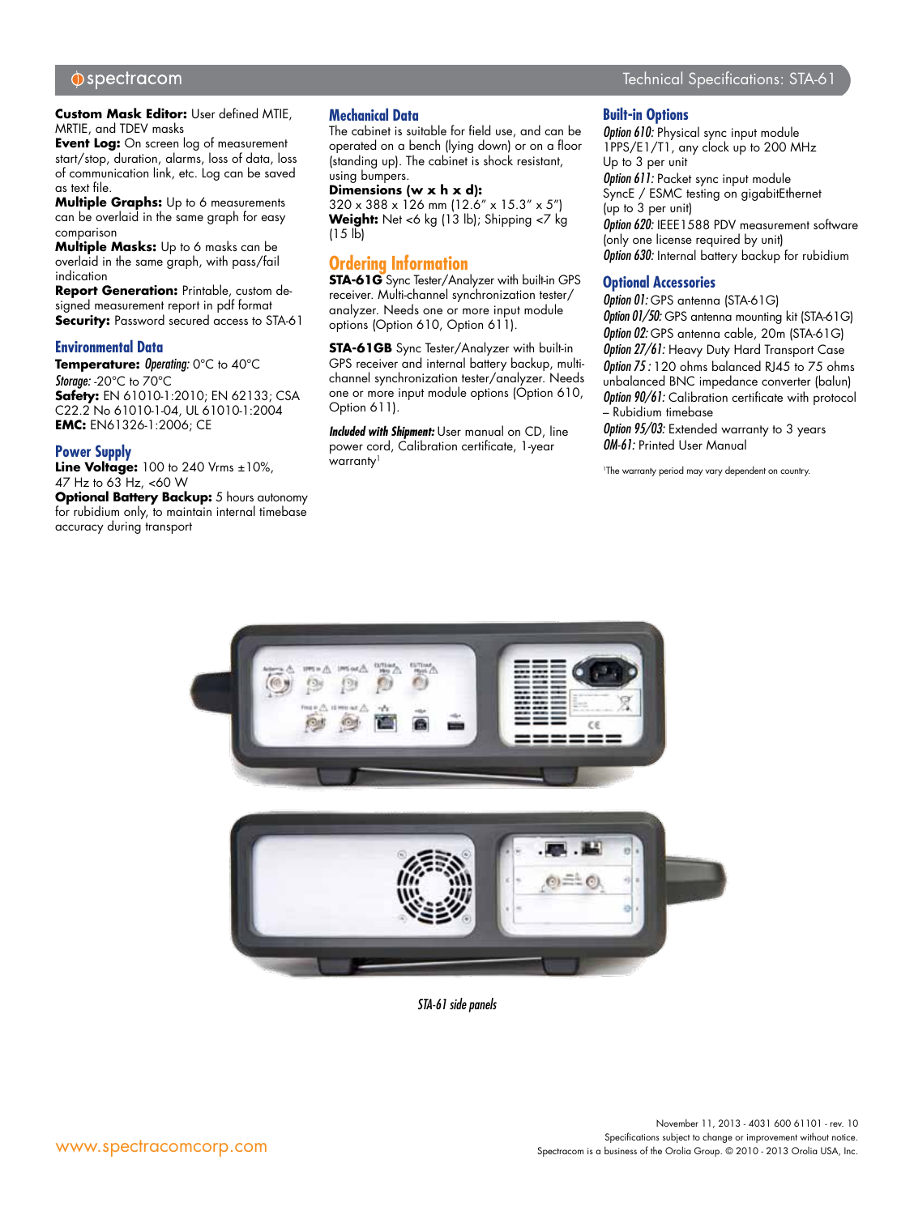**Custom Mask Editor:** User defined MTIE, MRTIE, and TDEV masks
**Event Log:** On screen log of measurement start/stop, duration, alarms, loss of data, loss of communication link, etc. Log can be saved as text file.
**Multiple Graphs:** Up to 6 measurements can be overlaid in the same graph for easy comparison
**Multiple Masks:** Up to 6 masks can be overlaid in the same graph, with pass/fail indication
**Report Generation:** Printable, custom designed measurement report in pdf format
**Security:** Password secured access to STA-61

## Environmental Data

**Temperature:** *Operating:* 0°C to 40°C
*Storage:* -20°C to 70°C
**Safety:** EN 61010-1:2010; EN 62133; CSA C22.2 No 61010-1-04, UL 61010-1:2004
**EMC:** EN61326-1:2006; CE

## Power Supply

**Line Voltage:** 100 to 240 Vrms ±10%, 47 Hz to 63 Hz, <60 W
**Optional Battery Backup:** 5 hours autonomy for rubidium only, to maintain internal timebase accuracy during transport

## Mechanical Data

The cabinet is suitable for field use, and can be operated on a bench (lying down) or on a floor (standing up). The cabinet is shock resistant, using bumpers.
**Dimensions (w x h x d):**
320 x 388 x 126 mm (12.6" x 15.3" x 5")
**Weight:** Net <6 kg (13 lb); Shipping <7 kg (15 lb)

## Ordering Information

**STA-61G** Sync Tester/Analyzer with built-in GPS receiver. Multi-channel synchronization tester/analyzer. Needs one or more input module options (Option 610, Option 611).

**STA-61GB** Sync Tester/Analyzer with built-in GPS receiver and internal battery backup, multi-channel synchronization tester/analyzer. Needs one or more input module options (Option 610, Option 611).

***Included with Shipment:*** User manual on CD, line power cord, Calibration certificate, 1-year warranty[1]

## Built-in Options

*Option 610:* Physical sync input module 1PPS/E1/T1, any clock up to 200 MHz
Up to 3 per unit
*Option 611:* Packet sync input module SyncE / ESMC testing on gigabitEthernet (up to 3 per unit)
*Option 620:* IEEE1588 PDV measurement software (only one license required by unit)
*Option 630:* Internal battery backup for rubidium

## Optional Accessories

*Option 01:* GPS antenna (STA-61G)
*Option 01/50:* GPS antenna mounting kit (STA-61G)
*Option 02:* GPS antenna cable, 20m (STA-61G)
*Option 27/61:* Heavy Duty Hard Transport Case
*Option 75 :* 120 ohms balanced RJ45 to 75 ohms unbalanced BNC impedance converter (balun)
*Option 90/61:* Calibration certificate with protocol – Rubidium timebase
*Option 95/03:* Extended warranty to 3 years
*OM-61:* Printed User Manual

[1]The warranty period may vary dependent on country.

*STA-61 side panels*

www.spectracomcorp.com

November 11, 2013 - 4031 600 61101 - rev. 10
Specifications subject to change or improvement without notice.
Spectracom is a business of the Orolia Group. © 2010 - 2013 Orolia USA, Inc.